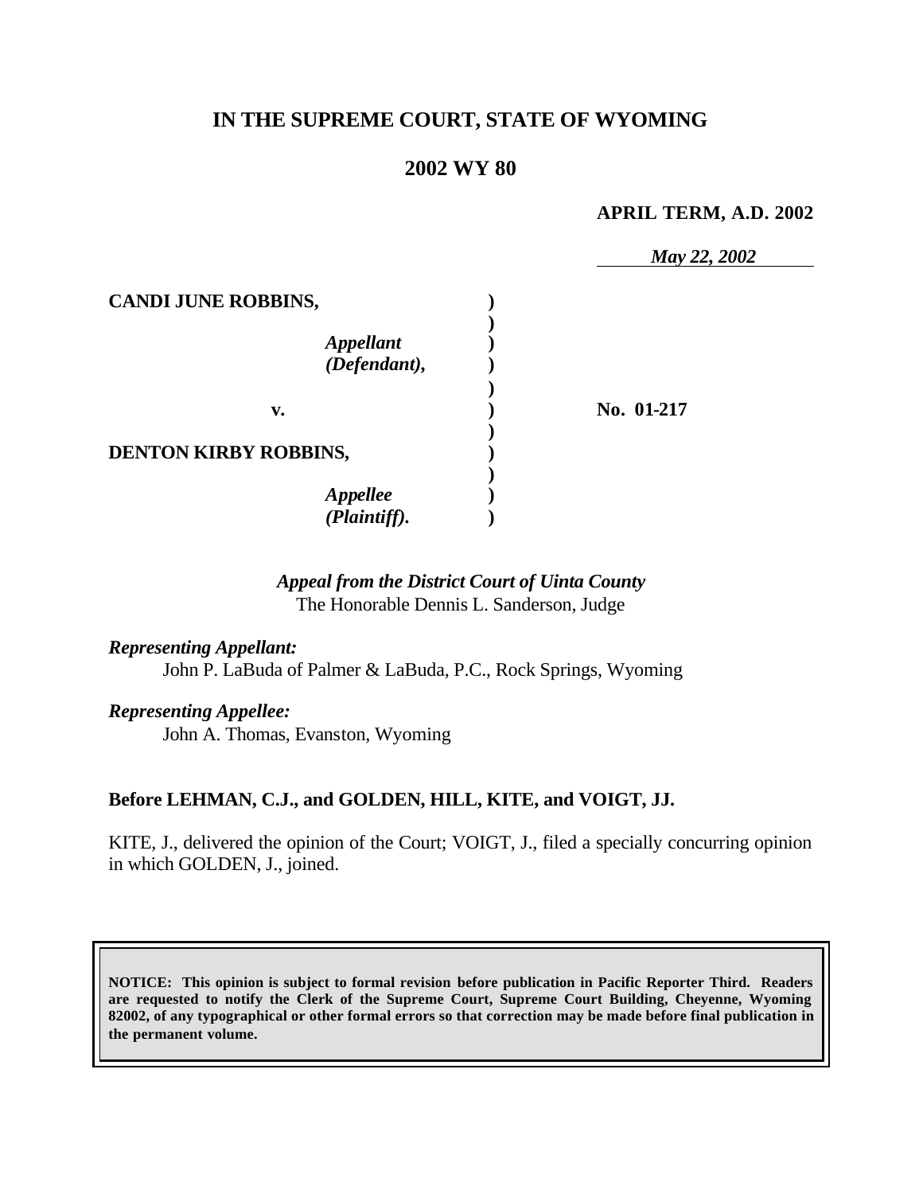# IN THE SUPREME COURT, STATE OF WYOMING

## 2002 WY 80

**APRIL TERM, A.D. 2002**

*May 22, 2002*

| | | |
|---|---|---|
| **CANDI JUNE ROBBINS,** | ) | |
| | ) | |
| *Appellant* | ) | |
| *(Defendant),* | ) | |
| | ) | |
| **v.** | ) | **No. 01-217** |
| | ) | |
| **DENTON KIRBY ROBBINS,** | ) | |
| | ) | |
| *Appellee* | ) | |
| *(Plaintiff).* | ) | |

*Appeal from the District Court of Uinta County*
The Honorable Dennis L. Sanderson, Judge

*Representing Appellant:*
John P. LaBuda of Palmer & LaBuda, P.C., Rock Springs, Wyoming

*Representing Appellee:*
John A. Thomas, Evanston, Wyoming

**Before LEHMAN, C.J., and GOLDEN, HILL, KITE, and VOIGT, JJ.**

KITE, J., delivered the opinion of the Court; VOIGT, J., filed a specially concurring opinion in which GOLDEN, J., joined.

**NOTICE: This opinion is subject to formal revision before publication in Pacific Reporter Third. Readers are requested to notify the Clerk of the Supreme Court, Supreme Court Building, Cheyenne, Wyoming 82002, of any typographical or other formal errors so that correction may be made before final publication in the permanent volume.**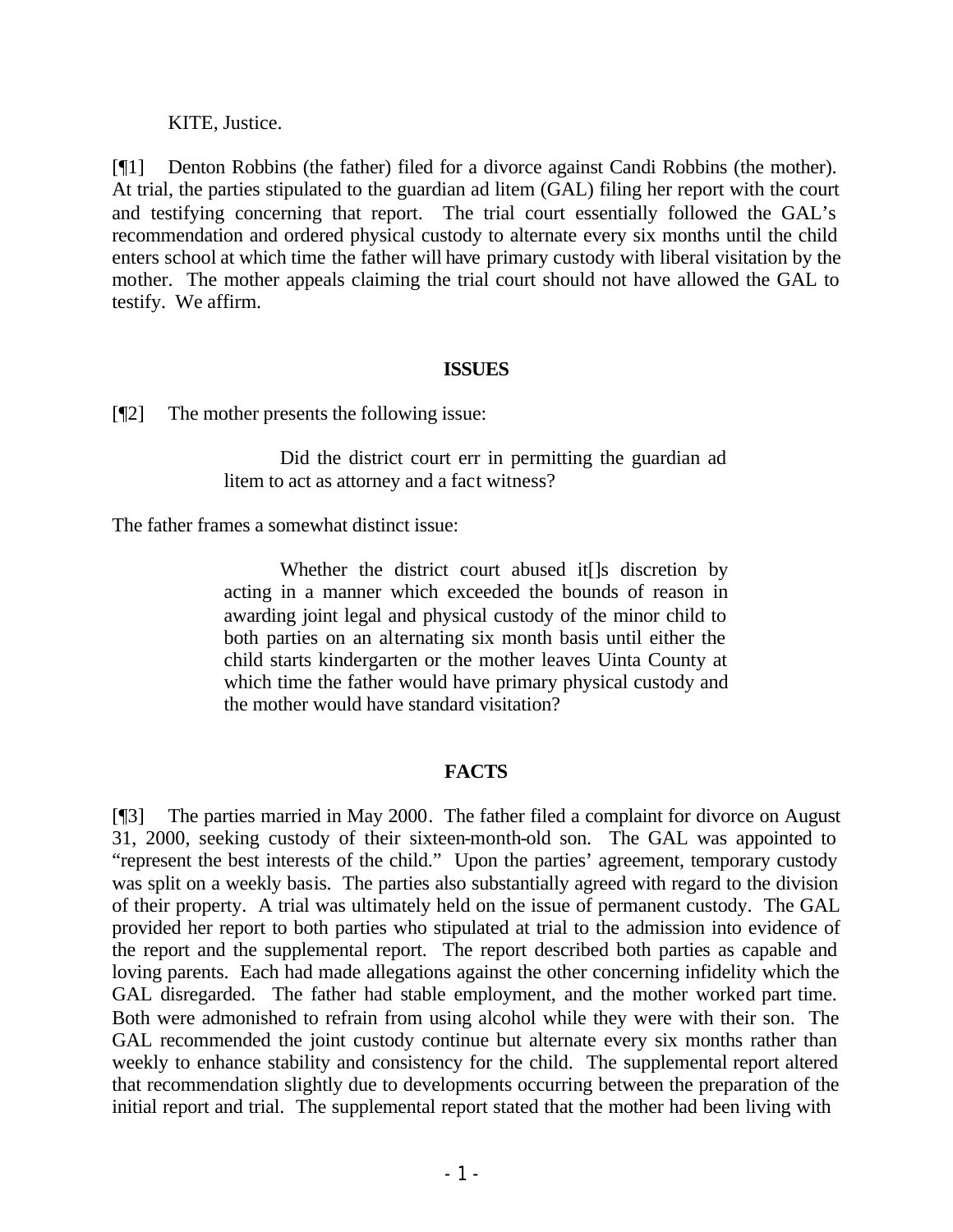KITE, Justice.

[¶1] Denton Robbins (the father) filed for a divorce against Candi Robbins (the mother). At trial, the parties stipulated to the guardian ad litem (GAL) filing her report with the court and testifying concerning that report. The trial court essentially followed the GAL's recommendation and ordered physical custody to alternate every six months until the child enters school at which time the father will have primary custody with liberal visitation by the mother. The mother appeals claiming the trial court should not have allowed the GAL to testify. We affirm.

## ISSUES

[¶2] The mother presents the following issue:

> Did the district court err in permitting the guardian ad litem to act as attorney and a fact witness?

The father frames a somewhat distinct issue:

> Whether the district court abused it[]s discretion by acting in a manner which exceeded the bounds of reason in awarding joint legal and physical custody of the minor child to both parties on an alternating six month basis until either the child starts kindergarten or the mother leaves Uinta County at which time the father would have primary physical custody and the mother would have standard visitation?

## FACTS

[¶3] The parties married in May 2000. The father filed a complaint for divorce on August 31, 2000, seeking custody of their sixteen-month-old son. The GAL was appointed to "represent the best interests of the child." Upon the parties' agreement, temporary custody was split on a weekly basis. The parties also substantially agreed with regard to the division of their property. A trial was ultimately held on the issue of permanent custody. The GAL provided her report to both parties who stipulated at trial to the admission into evidence of the report and the supplemental report. The report described both parties as capable and loving parents. Each had made allegations against the other concerning infidelity which the GAL disregarded. The father had stable employment, and the mother worked part time. Both were admonished to refrain from using alcohol while they were with their son. The GAL recommended the joint custody continue but alternate every six months rather than weekly to enhance stability and consistency for the child. The supplemental report altered that recommendation slightly due to developments occurring between the preparation of the initial report and trial. The supplemental report stated that the mother had been living with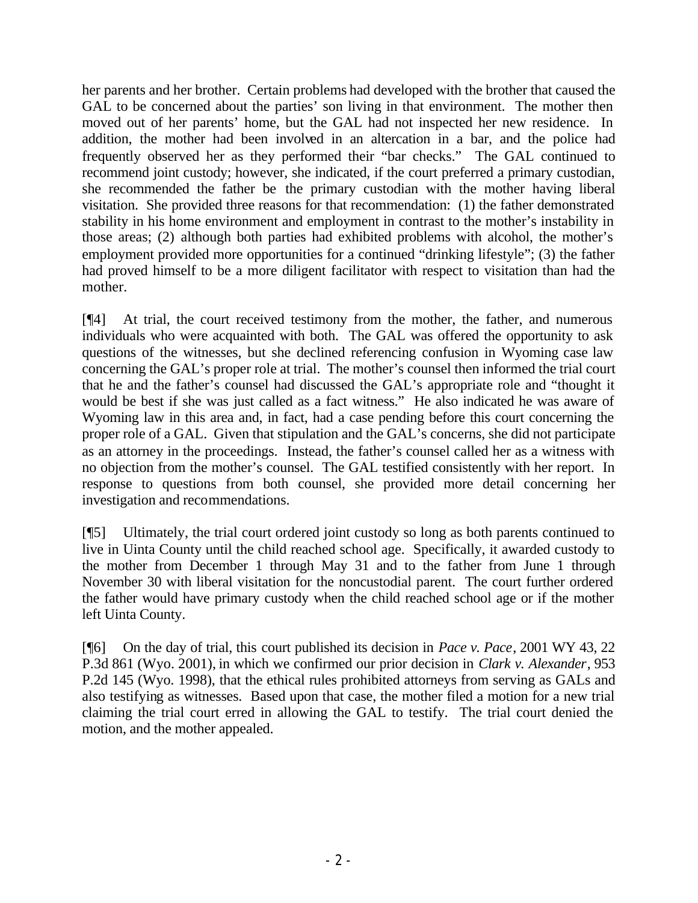her parents and her brother. Certain problems had developed with the brother that caused the GAL to be concerned about the parties' son living in that environment. The mother then moved out of her parents' home, but the GAL had not inspected her new residence. In addition, the mother had been involved in an altercation in a bar, and the police had frequently observed her as they performed their "bar checks." The GAL continued to recommend joint custody; however, she indicated, if the court preferred a primary custodian, she recommended the father be the primary custodian with the mother having liberal visitation. She provided three reasons for that recommendation: (1) the father demonstrated stability in his home environment and employment in contrast to the mother's instability in those areas; (2) although both parties had exhibited problems with alcohol, the mother's employment provided more opportunities for a continued "drinking lifestyle"; (3) the father had proved himself to be a more diligent facilitator with respect to visitation than had the mother.

[¶4] At trial, the court received testimony from the mother, the father, and numerous individuals who were acquainted with both. The GAL was offered the opportunity to ask questions of the witnesses, but she declined referencing confusion in Wyoming case law concerning the GAL's proper role at trial. The mother's counsel then informed the trial court that he and the father's counsel had discussed the GAL's appropriate role and "thought it would be best if she was just called as a fact witness." He also indicated he was aware of Wyoming law in this area and, in fact, had a case pending before this court concerning the proper role of a GAL. Given that stipulation and the GAL's concerns, she did not participate as an attorney in the proceedings. Instead, the father's counsel called her as a witness with no objection from the mother's counsel. The GAL testified consistently with her report. In response to questions from both counsel, she provided more detail concerning her investigation and recommendations.

[¶5] Ultimately, the trial court ordered joint custody so long as both parents continued to live in Uinta County until the child reached school age. Specifically, it awarded custody to the mother from December 1 through May 31 and to the father from June 1 through November 30 with liberal visitation for the noncustodial parent. The court further ordered the father would have primary custody when the child reached school age or if the mother left Uinta County.

[¶6] On the day of trial, this court published its decision in *Pace v. Pace*, 2001 WY 43, 22 P.3d 861 (Wyo. 2001), in which we confirmed our prior decision in *Clark v. Alexander*, 953 P.2d 145 (Wyo. 1998), that the ethical rules prohibited attorneys from serving as GALs and also testifying as witnesses. Based upon that case, the mother filed a motion for a new trial claiming the trial court erred in allowing the GAL to testify. The trial court denied the motion, and the mother appealed.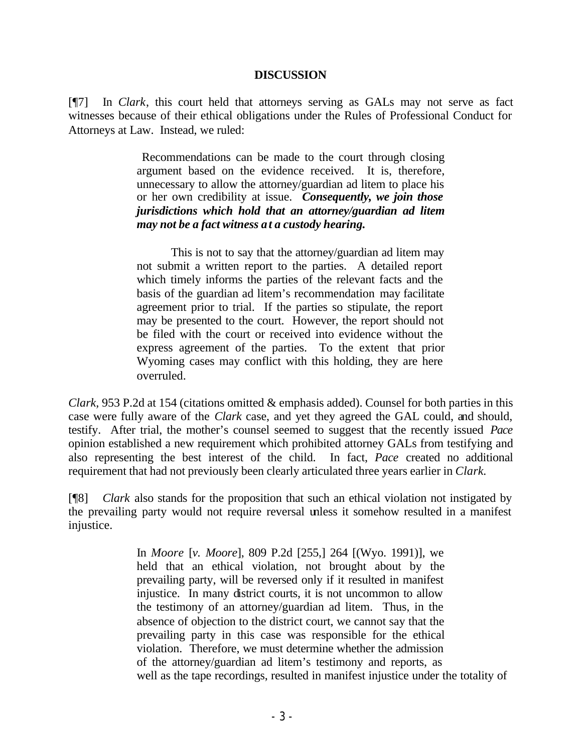## DISCUSSION

[¶7] In *Clark*, this court held that attorneys serving as GALs may not serve as fact witnesses because of their ethical obligations under the Rules of Professional Conduct for Attorneys at Law. Instead, we ruled:

> Recommendations can be made to the court through closing argument based on the evidence received. It is, therefore, unnecessary to allow the attorney/guardian ad litem to place his or her own credibility at issue. ***Consequently, we join those jurisdictions which hold that an attorney/guardian ad litem may not be a fact witness at a custody hearing.***
>
> This is not to say that the attorney/guardian ad litem may not submit a written report to the parties. A detailed report which timely informs the parties of the relevant facts and the basis of the guardian ad litem's recommendation may facilitate agreement prior to trial. If the parties so stipulate, the report may be presented to the court. However, the report should not be filed with the court or received into evidence without the express agreement of the parties. To the extent that prior Wyoming cases may conflict with this holding, they are here overruled.

*Clark*, 953 P.2d at 154 (citations omitted & emphasis added). Counsel for both parties in this case were fully aware of the *Clark* case, and yet they agreed the GAL could, and should, testify. After trial, the mother's counsel seemed to suggest that the recently issued *Pace* opinion established a new requirement which prohibited attorney GALs from testifying and also representing the best interest of the child. In fact, *Pace* created no additional requirement that had not previously been clearly articulated three years earlier in *Clark*.

[¶8] *Clark* also stands for the proposition that such an ethical violation not instigated by the prevailing party would not require reversal unless it somehow resulted in a manifest injustice.

> In *Moore* [*v. Moore*], 809 P.2d [255,] 264 [(Wyo. 1991)], we held that an ethical violation, not brought about by the prevailing party, will be reversed only if it resulted in manifest injustice. In many district courts, it is not uncommon to allow the testimony of an attorney/guardian ad litem. Thus, in the absence of objection to the district court, we cannot say that the prevailing party in this case was responsible for the ethical violation. Therefore, we must determine whether the admission of the attorney/guardian ad litem's testimony and reports, as well as the tape recordings, resulted in manifest injustice under the totality of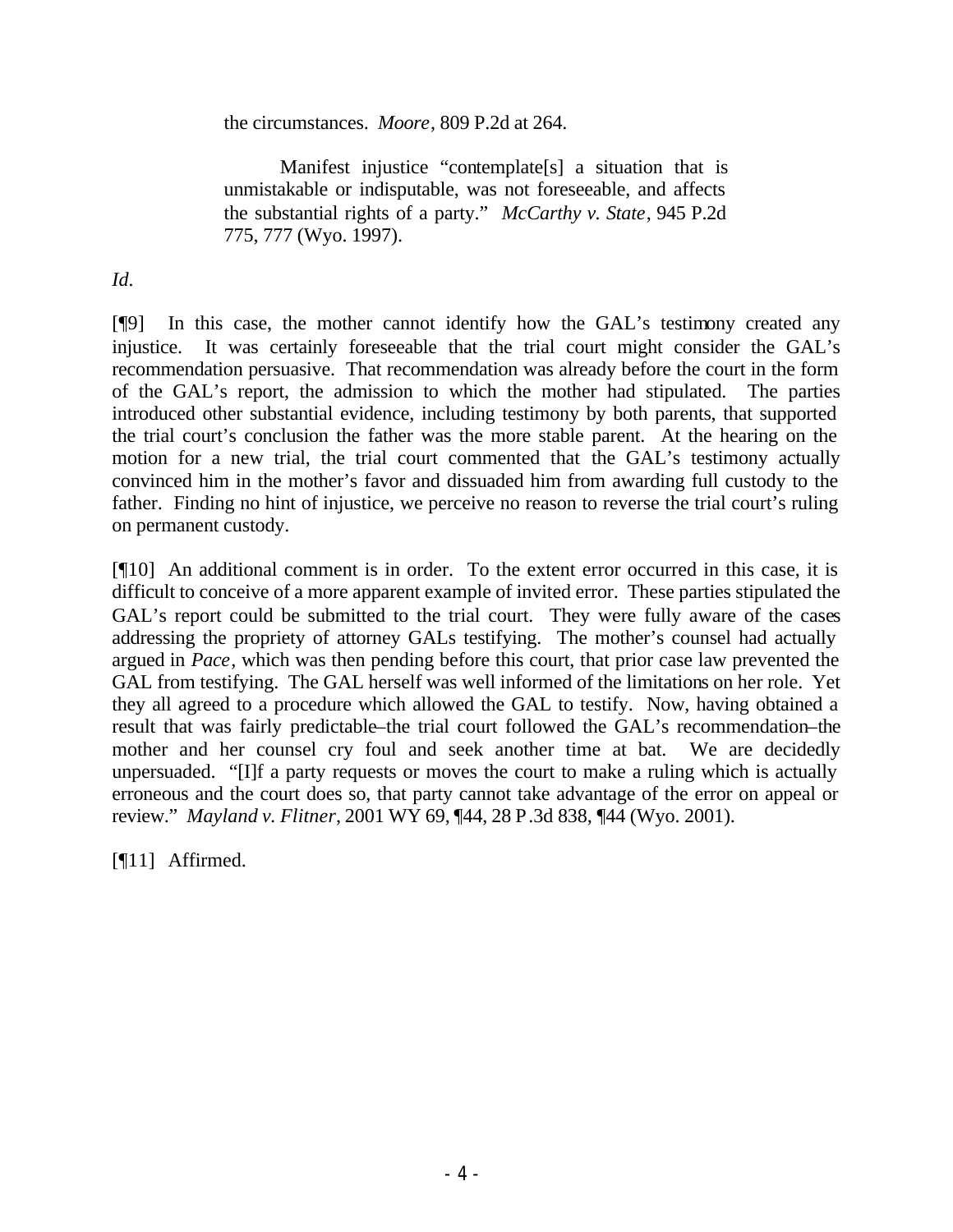> the circumstances. *Moore*, 809 P.2d at 264.
>
> > Manifest injustice "contemplate[s] a situation that is unmistakable or indisputable, was not foreseeable, and affects the substantial rights of a party." *McCarthy v. State*, 945 P.2d 775, 777 (Wyo. 1997).

*Id.*

[¶9] In this case, the mother cannot identify how the GAL's testimony created any injustice. It was certainly foreseeable that the trial court might consider the GAL's recommendation persuasive. That recommendation was already before the court in the form of the GAL's report, the admission to which the mother had stipulated. The parties introduced other substantial evidence, including testimony by both parents, that supported the trial court's conclusion the father was the more stable parent. At the hearing on the motion for a new trial, the trial court commented that the GAL's testimony actually convinced him in the mother's favor and dissuaded him from awarding full custody to the father. Finding no hint of injustice, we perceive no reason to reverse the trial court's ruling on permanent custody.

[¶10] An additional comment is in order. To the extent error occurred in this case, it is difficult to conceive of a more apparent example of invited error. These parties stipulated the GAL's report could be submitted to the trial court. They were fully aware of the cases addressing the propriety of attorney GALs testifying. The mother's counsel had actually argued in *Pace*, which was then pending before this court, that prior case law prevented the GAL from testifying. The GAL herself was well informed of the limitations on her role. Yet they all agreed to a procedure which allowed the GAL to testify. Now, having obtained a result that was fairly predictable–the trial court followed the GAL's recommendation–the mother and her counsel cry foul and seek another time at bat. We are decidedly unpersuaded. "[I]f a party requests or moves the court to make a ruling which is actually erroneous and the court does so, that party cannot take advantage of the error on appeal or review." *Mayland v. Flitner*, 2001 WY 69, ¶44, 28 P.3d 838, ¶44 (Wyo. 2001).

[¶11] Affirmed.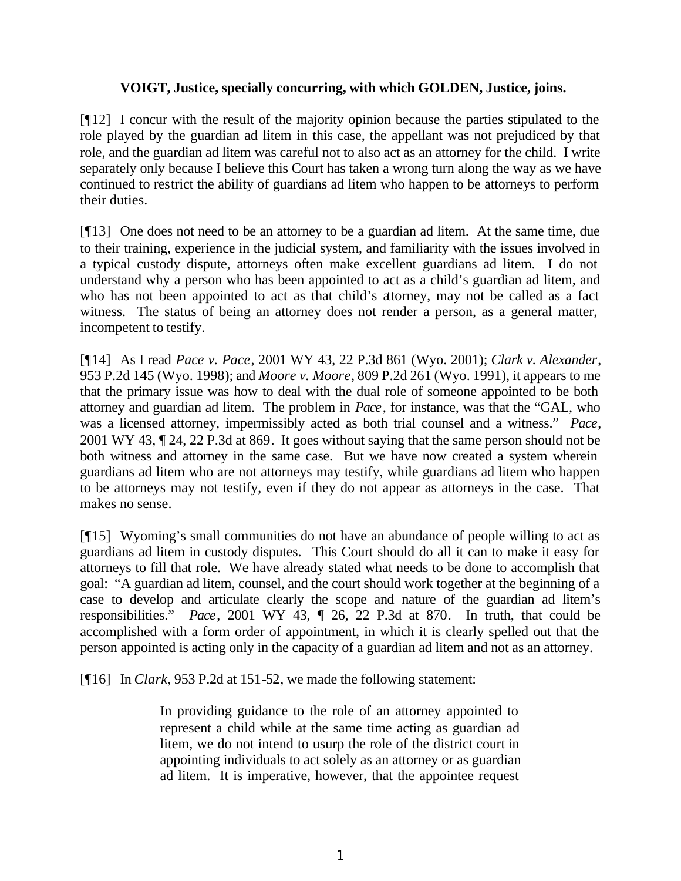**VOIGT, Justice, specially concurring, with which GOLDEN, Justice, joins.**

[¶12] I concur with the result of the majority opinion because the parties stipulated to the role played by the guardian ad litem in this case, the appellant was not prejudiced by that role, and the guardian ad litem was careful not to also act as an attorney for the child. I write separately only because I believe this Court has taken a wrong turn along the way as we have continued to restrict the ability of guardians ad litem who happen to be attorneys to perform their duties.

[¶13] One does not need to be an attorney to be a guardian ad litem. At the same time, due to their training, experience in the judicial system, and familiarity with the issues involved in a typical custody dispute, attorneys often make excellent guardians ad litem. I do not understand why a person who has been appointed to act as a child's guardian ad litem, and who has not been appointed to act as that child's attorney, may not be called as a fact witness. The status of being an attorney does not render a person, as a general matter, incompetent to testify.

[¶14] As I read *Pace v. Pace*, 2001 WY 43, 22 P.3d 861 (Wyo. 2001); *Clark v. Alexander*, 953 P.2d 145 (Wyo. 1998); and *Moore v. Moore*, 809 P.2d 261 (Wyo. 1991), it appears to me that the primary issue was how to deal with the dual role of someone appointed to be both attorney and guardian ad litem. The problem in *Pace*, for instance, was that the "GAL, who was a licensed attorney, impermissibly acted as both trial counsel and a witness." *Pace*, 2001 WY 43, ¶ 24, 22 P.3d at 869. It goes without saying that the same person should not be both witness and attorney in the same case. But we have now created a system wherein guardians ad litem who are not attorneys may testify, while guardians ad litem who happen to be attorneys may not testify, even if they do not appear as attorneys in the case. That makes no sense.

[¶15] Wyoming's small communities do not have an abundance of people willing to act as guardians ad litem in custody disputes. This Court should do all it can to make it easy for attorneys to fill that role. We have already stated what needs to be done to accomplish that goal: "A guardian ad litem, counsel, and the court should work together at the beginning of a case to develop and articulate clearly the scope and nature of the guardian ad litem's responsibilities." *Pace*, 2001 WY 43, ¶ 26, 22 P.3d at 870. In truth, that could be accomplished with a form order of appointment, in which it is clearly spelled out that the person appointed is acting only in the capacity of a guardian ad litem and not as an attorney.

[¶16] In *Clark*, 953 P.2d at 151-52, we made the following statement:

> In providing guidance to the role of an attorney appointed to represent a child while at the same time acting as guardian ad litem, we do not intend to usurp the role of the district court in appointing individuals to act solely as an attorney or as guardian ad litem. It is imperative, however, that the appointee request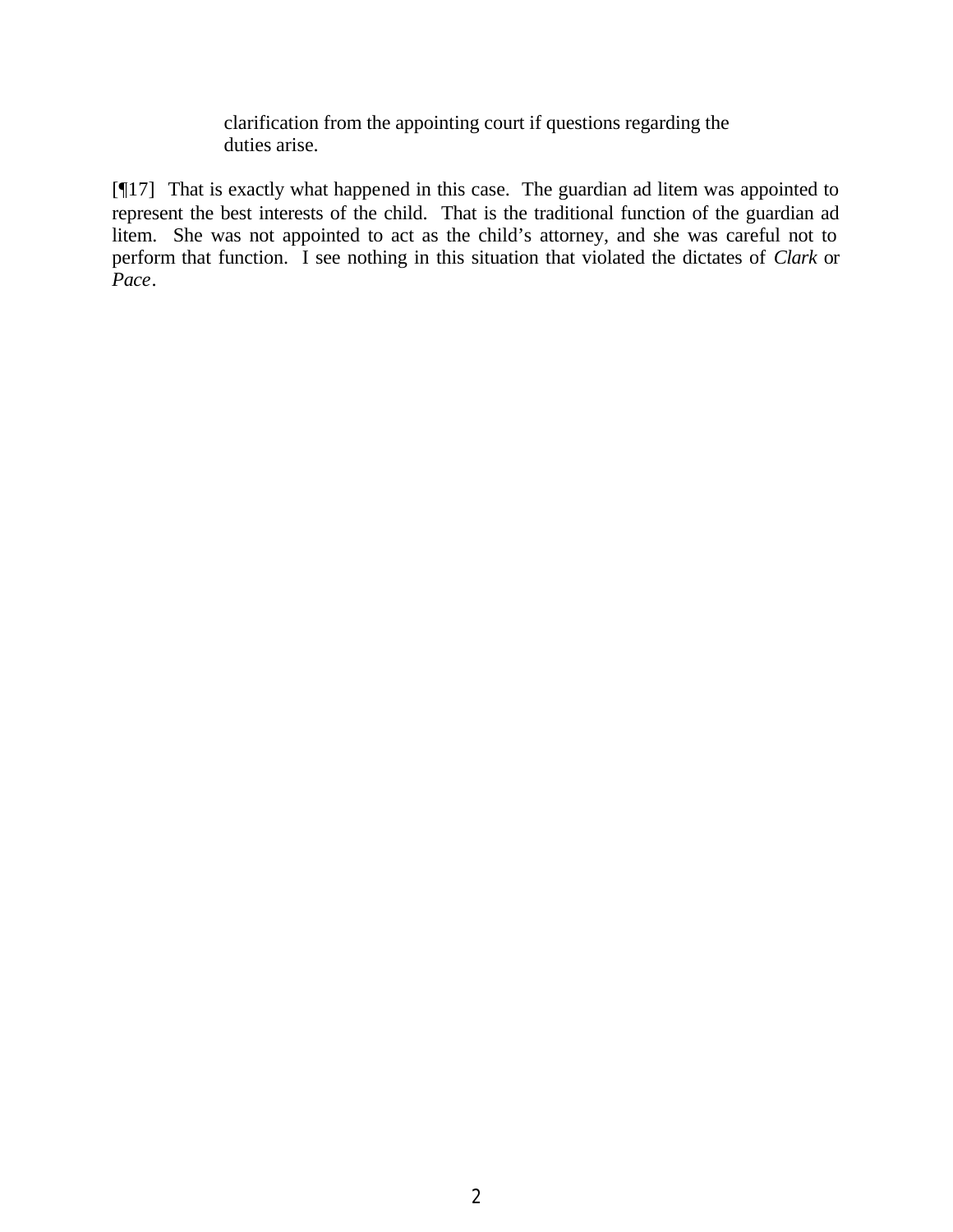> clarification from the appointing court if questions regarding the duties arise.

[¶17] That is exactly what happened in this case. The guardian ad litem was appointed to represent the best interests of the child. That is the traditional function of the guardian ad litem. She was not appointed to act as the child's attorney, and she was careful not to perform that function. I see nothing in this situation that violated the dictates of *Clark* or *Pace*.